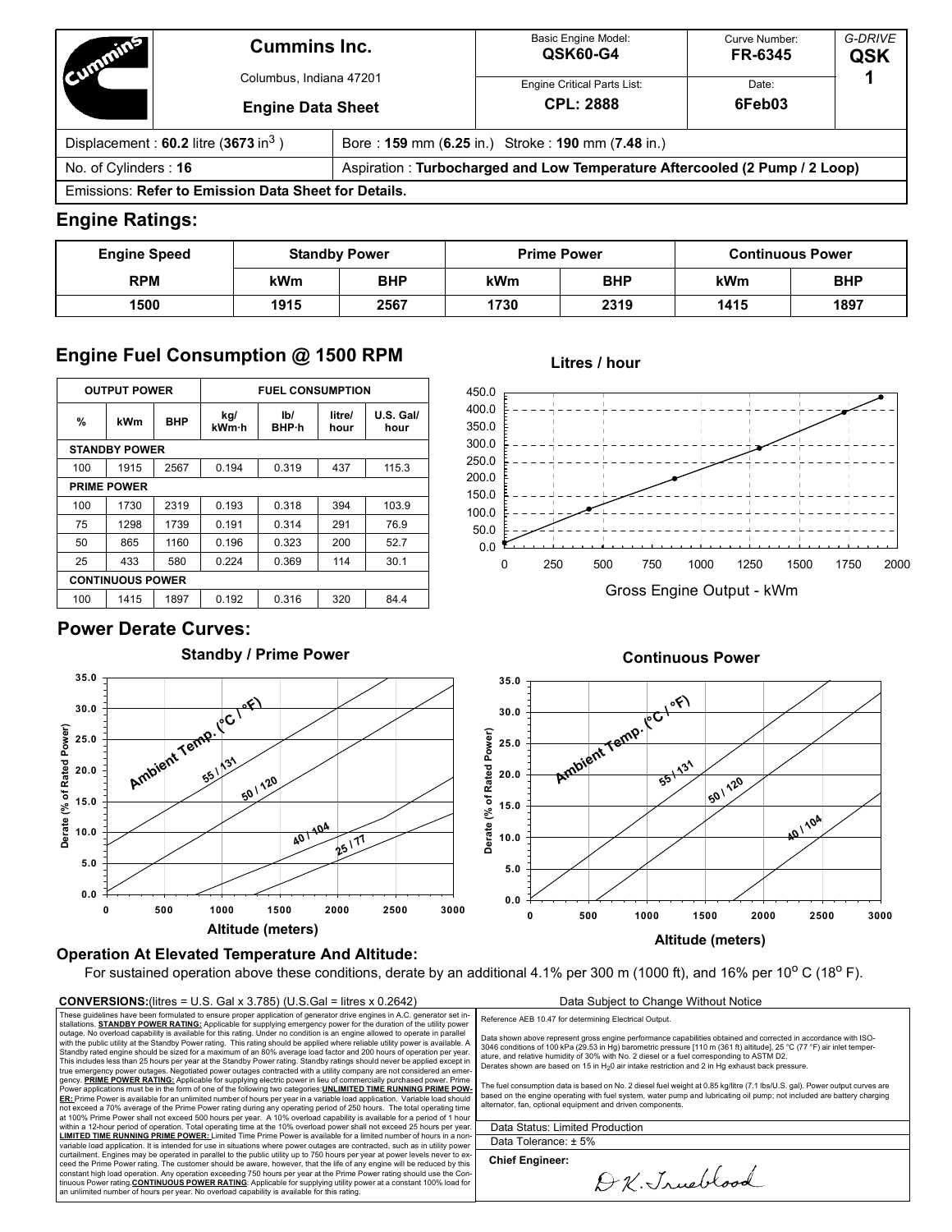# Cummins Inc.

Columbus, Indiana 47201

**Engine Data Sheet**

| Basic Engine Model: | Curve Number: | G-DRIVE |
|---|---|---|
| **QSK60-G4** | **FR-6345** | **QSK 1** |
| Engine Critical Parts List: | Date: | |
| **CPL: 2888** | **6Feb03** | |

| | |
|---|---|
| Displacement : **60.2** litre (**3673** in$^3$ ) | Bore : **159** mm (**6.25** in.) Stroke : **190** mm (**7.48** in.) |
| No. of Cylinders : **16** | Aspiration : **Turbocharged and Low Temperature Aftercooled (2 Pump / 2 Loop)** |
| Emissions: **Refer to Emission Data Sheet for Details.** | |

## Engine Ratings:

| Engine Speed | Standby Power | | Prime Power | | Continuous Power | |
|---|---|---|---|---|---|---|
| RPM | kWm | BHP | kWm | BHP | kWm | BHP |
| 1500 | 1915 | 2567 | 1730 | 2319 | 1415 | 1897 |

## Engine Fuel Consumption @ 1500 RPM

| OUTPUT POWER | | | FUEL CONSUMPTION | | | |
|---|---|---|---|---|---|---|
| % | kWm | BHP | kg/ kWm·h | lb/ BHP·h | litre/ hour | U.S. Gal/ hour |
| **STANDBY POWER** | | | | | | |
| 100 | 1915 | 2567 | 0.194 | 0.319 | 437 | 115.3 |
| **PRIME POWER** | | | | | | |
| 100 | 1730 | 2319 | 0.193 | 0.318 | 394 | 103.9 |
| 75 | 1298 | 1739 | 0.191 | 0.314 | 291 | 76.9 |
| 50 | 865 | 1160 | 0.196 | 0.323 | 200 | 52.7 |
| 25 | 433 | 580 | 0.224 | 0.369 | 114 | 30.1 |
| **CONTINUOUS POWER** | | | | | | |
| 100 | 1415 | 1897 | 0.192 | 0.316 | 320 | 84.4 |

**Litres / hour**

Gross Engine Output - kWm

## Power Derate Curves:

**Standby / Prime Power**

**Continuous Power**

### Operation At Elevated Temperature And Altitude:

For sustained operation above these conditions, derate by an additional 4.1% per 300 m (1000 ft), and 16% per 10$^o$ C (18$^o$ F).

**CONVERSIONS:**(litres = U.S. Gal x 3.785) (U.S.Gal = litres x 0.2642)

Data Subject to Change Without Notice

These guidelines have been formulated to ensure proper application of generator drive engines in A.C. generator set installations. **STANDBY POWER RATING:** Applicable for supplying emergency power for the duration of the utility power outage. No overload capability is available for this rating. Under no condition is an engine allowed to operate in parallel with the public utility at the Standby Power rating. This rating should be applied where reliable utility power is available. A Standby rated engine should be sized for a maximum of an 80% average load factor and 200 hours of operation per year. This includes less than 25 hours per year at the Standby Power rating. Standby ratings should never be applied except in true emergency power outages. Negotiated power outages contracted with a utility company are not considered an emergency. **PRIME POWER RATING:** Applicable for supplying electric power in lieu of commercially purchased power. Prime Power applications must be in the form of one of the following two categories:**UNLIMITED TIME RUNNING PRIME POWER:** Prime Power is available for an unlimited number of hours per year in a variable load application. Variable load should not exceed a 70% average of the Prime Power rating during any operating period of 250 hours. The total operating time at 100% Prime Power shall not exceed 500 hours per year. A 10% overload capability is available for a period of 1 hour within a 12-hour period of operation. Total operating time at the 10% overload power shall not exceed 25 hours per year. **LIMITED TIME RUNNING PRIME POWER:** Limited Time Prime Power is available for a limited number of hours in a non-variable load application. It is intended for use in situations where power outages are contracted, such as in utility power curtailment. Engines may be operated in parallel to the public utility up to 750 hours per year at power levels never to exceed the Prime Power rating. The customer should be aware, however, that the life of any engine will be reduced by this constant high load operation. Any operation exceeding 750 hours per year at the Prime Power rating should use the Continuous Power rating.**CONTINUOUS POWER RATING**: Applicable for supplying utility power at a constant 100% load for an unlimited number of hours per year. No overload capability is available for this rating.

Reference AEB 10.47 for determining Electrical Output.

Data shown above represent gross engine performance capabilities obtained and corrected in accordance with ISO-3046 conditions of 100 kPa (29.53 in Hg) barometric pressure [110 m (361 ft) altitude], 25 °C (77 °F) air inlet temperature, and relative humidity of 30% with No. 2 diesel or a fuel corresponding to ASTM D2.
Derates shown are based on 15 in $H_2O$ air intake restriction and 2 in Hg exhaust back pressure.

The fuel consumption data is based on No. 2 diesel fuel weight at 0.85 kg/litre (7.1 lbs/U.S. gal). Power output curves are based on the engine operating with fuel system, water pump and lubricating oil pump; not included are battery charging alternator, fan, optional equipment and driven components.

Data Status: Limited Production

Data Tolerance: ± 5%

**Chief Engineer:** D.K. Trueblood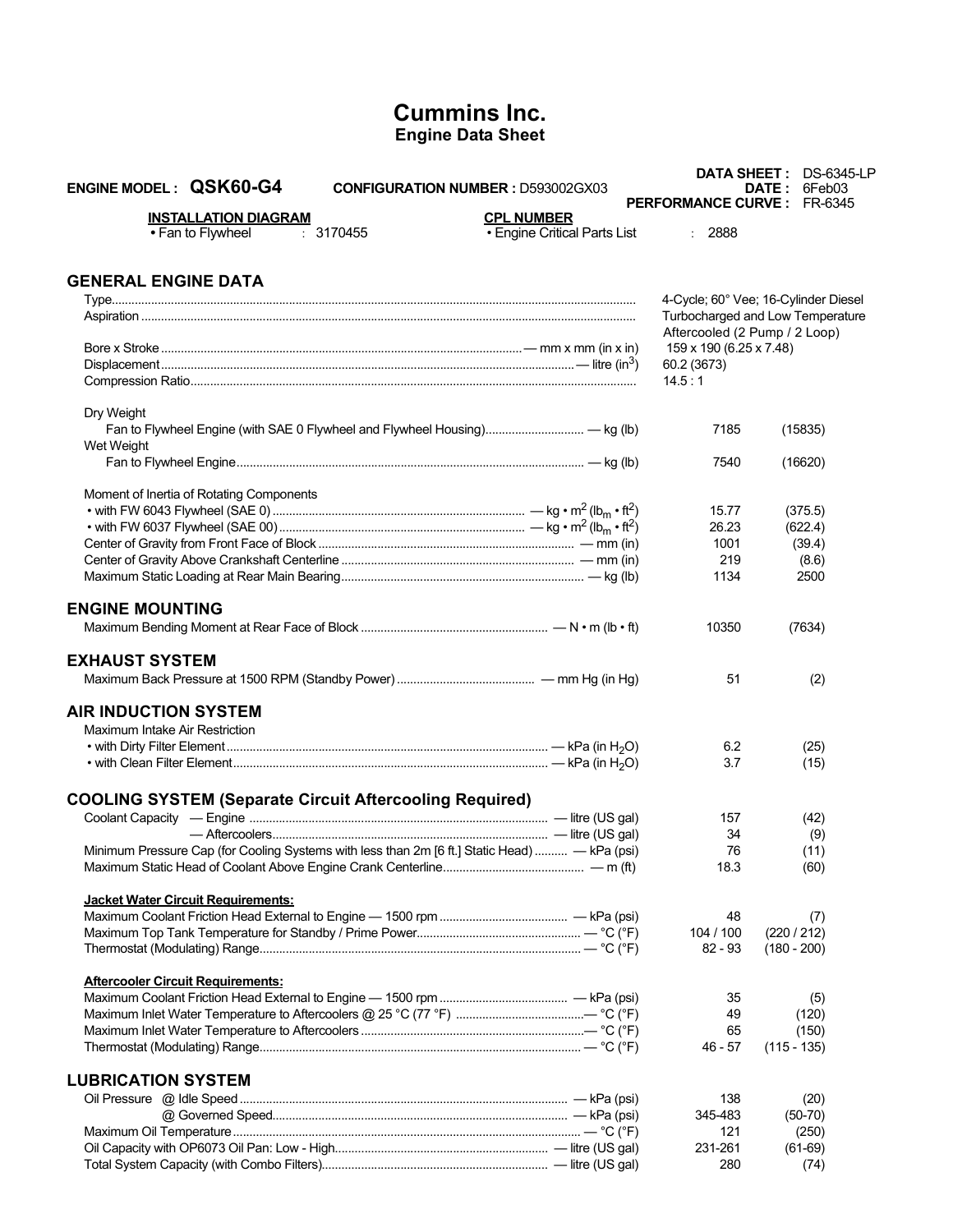# Cummins Inc.
## Engine Data Sheet

**ENGINE MODEL : QSK60-G4** **CONFIGURATION NUMBER :** D593002GX03

**DATA SHEET :** DS-6345-LP
**DATE :** 6Feb03
**PERFORMANCE CURVE :** FR-6345

**INSTALLATION DIAGRAM**
- Fan to Flywheel : 3170455

**CPL NUMBER**
- Engine Critical Parts List : 2888

## GENERAL ENGINE DATA

| | |
|---|---|
| Type | 4-Cycle; 60° Vee; 16-Cylinder Diesel |
| Aspiration | Turbocharged and Low Temperature Aftercooled (2 Pump / 2 Loop) |
| Bore x Stroke — mm x mm (in x in) | 159 x 190 (6.25 x 7.48) |
| Displacement — litre ($in^3$) | 60.2 (3673) |
| Compression Ratio | 14.5 : 1 |

| | | |
|---|---|---|
| **Dry Weight** | | |
| Fan to Flywheel Engine (with SAE 0 Flywheel and Flywheel Housing) — kg (lb) | 7185 | (15835) |
| **Wet Weight** | | |
| Fan to Flywheel Engine — kg (lb) | 7540 | (16620) |
| **Moment of Inertia of Rotating Components** | | |
| • with FW 6043 Flywheel (SAE 0) — $kg \cdot m^2$ ($lb_m \cdot ft^2$) | 15.77 | (375.5) |
| • with FW 6037 Flywheel (SAE 00) — $kg \cdot m^2$ ($lb_m \cdot ft^2$) | 26.23 | (622.4) |
| Center of Gravity from Front Face of Block — mm (in) | 1001 | (39.4) |
| Center of Gravity Above Crankshaft Centerline — mm (in) | 219 | (8.6) |
| Maximum Static Loading at Rear Main Bearing — kg (lb) | 1134 | 2500 |

## ENGINE MOUNTING

| | | |
|---|---|---|
| Maximum Bending Moment at Rear Face of Block — N • m (lb • ft) | 10350 | (7634) |

## EXHAUST SYSTEM

| | | |
|---|---|---|
| Maximum Back Pressure at 1500 RPM (Standby Power) — mm Hg (in Hg) | 51 | (2) |

## AIR INDUCTION SYSTEM

| | | |
|---|---|---|
| **Maximum Intake Air Restriction** | | |
| • with Dirty Filter Element — kPa (in $H_2O$) | 6.2 | (25) |
| • with Clean Filter Element — kPa (in $H_2O$) | 3.7 | (15) |

## COOLING SYSTEM (Separate Circuit Aftercooling Required)

| | | |
|---|---|---|
| Coolant Capacity — Engine — litre (US gal) | 157 | (42) |
| — Aftercoolers — litre (US gal) | 34 | (9) |
| Minimum Pressure Cap (for Cooling Systems with less than 2m [6 ft.] Static Head) — kPa (psi) | 76 | (11) |
| Maximum Static Head of Coolant Above Engine Crank Centerline — m (ft) | 18.3 | (60) |
| **Jacket Water Circuit Requirements:** | | |
| Maximum Coolant Friction Head External to Engine — 1500 rpm — kPa (psi) | 48 | (7) |
| Maximum Top Tank Temperature for Standby / Prime Power — °C (°F) | 104 / 100 | (220 / 212) |
| Thermostat (Modulating) Range — °C (°F) | 82 - 93 | (180 - 200) |
| **Aftercooler Circuit Requirements:** | | |
| Maximum Coolant Friction Head External to Engine — 1500 rpm — kPa (psi) | 35 | (5) |
| Maximum Inlet Water Temperature to Aftercoolers @ 25 °C (77 °F) — °C (°F) | 49 | (120) |
| Maximum Inlet Water Temperature to Aftercoolers — °C (°F) | 65 | (150) |
| Thermostat (Modulating) Range — °C (°F) | 46 - 57 | (115 - 135) |

## LUBRICATION SYSTEM

| | | |
|---|---|---|
| Oil Pressure @ Idle Speed — kPa (psi) | 138 | (20) |
| @ Governed Speed — kPa (psi) | 345-483 | (50-70) |
| Maximum Oil Temperature — °C (°F) | 121 | (250) |
| Oil Capacity with OP6073 Oil Pan: Low - High — litre (US gal) | 231-261 | (61-69) |
| Total System Capacity (with Combo Filters) — litre (US gal) | 280 | (74) |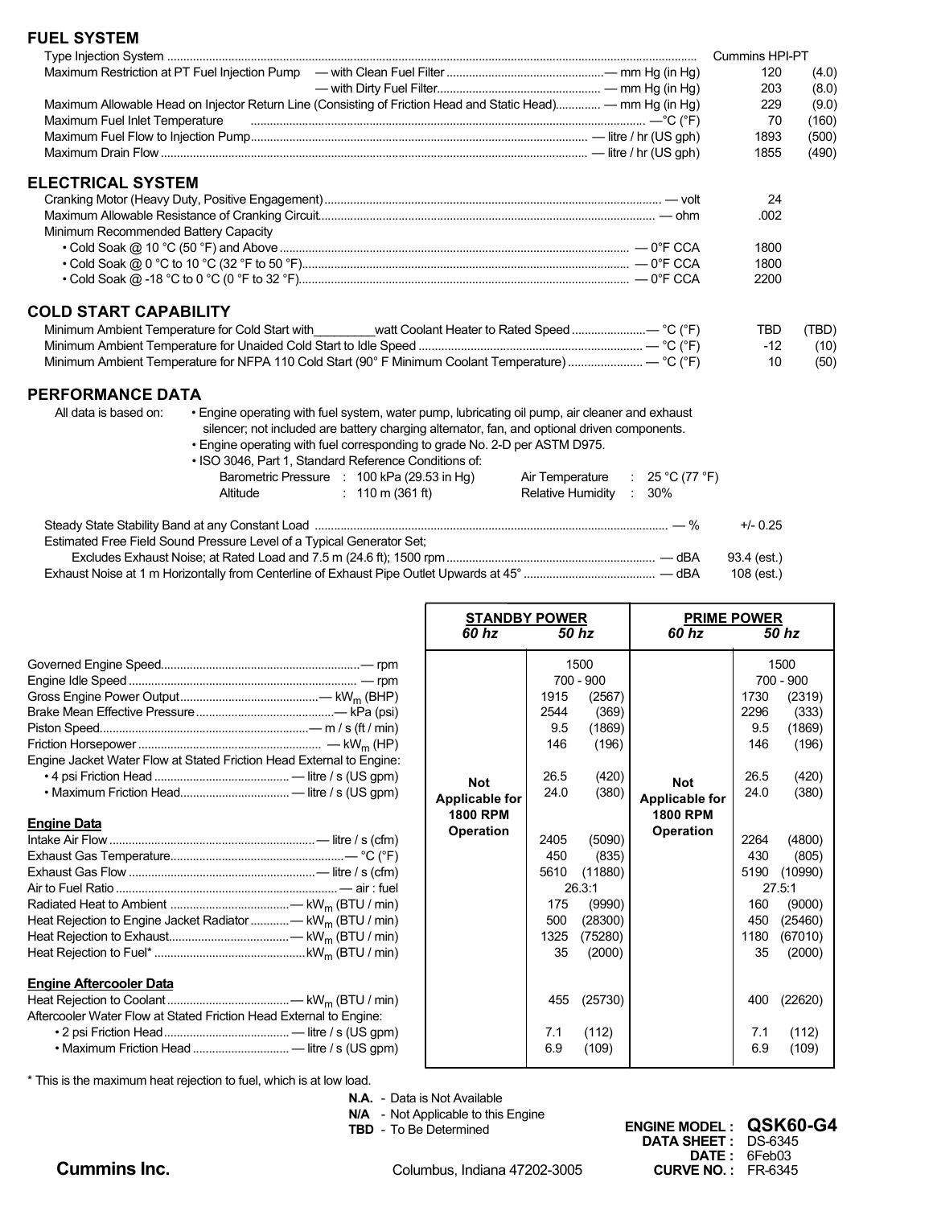## FUEL SYSTEM

| | | |
|---|---|---|
| Type Injection System | Cummins HPI-PT | |
| Maximum Restriction at PT Fuel Injection Pump — with Clean Fuel Filter — mm Hg (in Hg) | 120 | (4.0) |
| — with Dirty Fuel Filter — mm Hg (in Hg) | 203 | (8.0) |
| Maximum Allowable Head on Injector Return Line (Consisting of Friction Head and Static Head) — mm Hg (in Hg) | 229 | (9.0) |
| Maximum Fuel Inlet Temperature — °C (°F) | 70 | (160) |
| Maximum Fuel Flow to Injection Pump — litre / hr (US gph) | 1893 | (500) |
| Maximum Drain Flow — litre / hr (US gph) | 1855 | (490) |

## ELECTRICAL SYSTEM

| | |
|---|---|
| Cranking Motor (Heavy Duty, Positive Engagement) — volt | 24 |
| Maximum Allowable Resistance of Cranking Circuit — ohm | .002 |
| Minimum Recommended Battery Capacity | |
| • Cold Soak @ 10 °C (50 °F) and Above — 0°F CCA | 1800 |
| • Cold Soak @ 0 °C to 10 °C (32 °F to 50 °F) — 0°F CCA | 1800 |
| • Cold Soak @ -18 °C to 0 °C (0 °F to 32 °F) — 0°F CCA | 2200 |

## COLD START CAPABILITY

| | | |
|---|---|---|
| Minimum Ambient Temperature for Cold Start with________watt Coolant Heater to Rated Speed — °C (°F) | TBD | (TBD) |
| Minimum Ambient Temperature for Unaided Cold Start to Idle Speed — °C (°F) | -12 | (10) |
| Minimum Ambient Temperature for NFPA 110 Cold Start (90° F Minimum Coolant Temperature) — °C (°F) | 10 | (50) |

## PERFORMANCE DATA

All data is based on:

- Engine operating with fuel system, water pump, lubricating oil pump, air cleaner and exhaust silencer; not included are battery charging alternator, fan, and optional driven components.
- Engine operating with fuel corresponding to grade No. 2-D per ASTM D975.
- ISO 3046, Part 1, Standard Reference Conditions of:
  - Barometric Pressure : 100 kPa (29.53 in Hg) — Air Temperature : 25 °C (77 °F)
  - Altitude : 110 m (361 ft) — Relative Humidity : 30%

| | |
|---|---|
| Steady State Stability Band at any Constant Load — % | +/- 0.25 |
| Estimated Free Field Sound Pressure Level of a Typical Generator Set; Excludes Exhaust Noise; at Rated Load and 7.5 m (24.6 ft); 1500 rpm — dBA | 93.4 (est.) |
| Exhaust Noise at 1 m Horizontally from Centerline of Exhaust Pipe Outlet Upwards at 45° — dBA | 108 (est.) |

| | STANDBY POWER | | PRIME POWER | |
|---|---|---|---|---|
| | 60 hz | 50 hz | 60 hz | 50 hz |
| Governed Engine Speed — rpm | Not Applicable for 1800 RPM Operation | 1500 | Not Applicable for 1800 RPM Operation | 1500 |
| Engine Idle Speed — rpm | | 700 - 900 | | 700 - 900 |
| Gross Engine Power Output — $kW_m$ (BHP) | | 1915 (2567) | | 1730 (2319) |
| Brake Mean Effective Pressure — kPa (psi) | | 2544 (369) | | 2296 (333) |
| Piston Speed — m / s (ft / min) | | 9.5 (1869) | | 9.5 (1869) |
| Friction Horsepower — $kW_m$ (HP) | | 146 (196) | | 146 (196) |
| Engine Jacket Water Flow at Stated Friction Head External to Engine: | | | | |
| • 4 psi Friction Head — litre / s (US gpm) | | 26.5 (420) | | 26.5 (420) |
| • Maximum Friction Head — litre / s (US gpm) | | 24.0 (380) | | 24.0 (380) |
| **Engine Data** | | | | |
| Intake Air Flow — litre / s (cfm) | | 2405 (5090) | | 2264 (4800) |
| Exhaust Gas Temperature — °C (°F) | | 450 (835) | | 430 (805) |
| Exhaust Gas Flow — litre / s (cfm) | | 5610 (11880) | | 5190 (10990) |
| Air to Fuel Ratio — air : fuel | | 26.3:1 | | 27.5:1 |
| Radiated Heat to Ambient — $kW_m$ (BTU / min) | | 175 (9990) | | 160 (9000) |
| Heat Rejection to Engine Jacket Radiator — $kW_m$ (BTU / min) | | 500 (28300) | | 450 (25460) |
| Heat Rejection to Exhaust — $kW_m$ (BTU / min) | | 1325 (75280) | | 1180 (67010) |
| Heat Rejection to Fuel* — $kW_m$ (BTU / min) | | 35 (2000) | | 35 (2000) |
| **Engine Aftercooler Data** | | | | |
| Heat Rejection to Coolant — $kW_m$ (BTU / min) | | 455 (25730) | | 400 (22620) |
| Aftercooler Water Flow at Stated Friction Head External to Engine: | | | | |
| • 2 psi Friction Head — litre / s (US gpm) | | 7.1 (112) | | 7.1 (112) |
| • Maximum Friction Head — litre / s (US gpm) | | 6.9 (109) | | 6.9 (109) |

* This is the maximum heat rejection to fuel, which is at low load.

**N.A.** - Data is Not Available
**N/A** - Not Applicable to this Engine
**TBD** - To Be Determined

**ENGINE MODEL : QSK60-G4**
**DATA SHEET :** DS-6345
**DATE :** 6Feb03
**CURVE NO. :** FR-6345

**Cummins Inc.** Columbus, Indiana 47202-3005